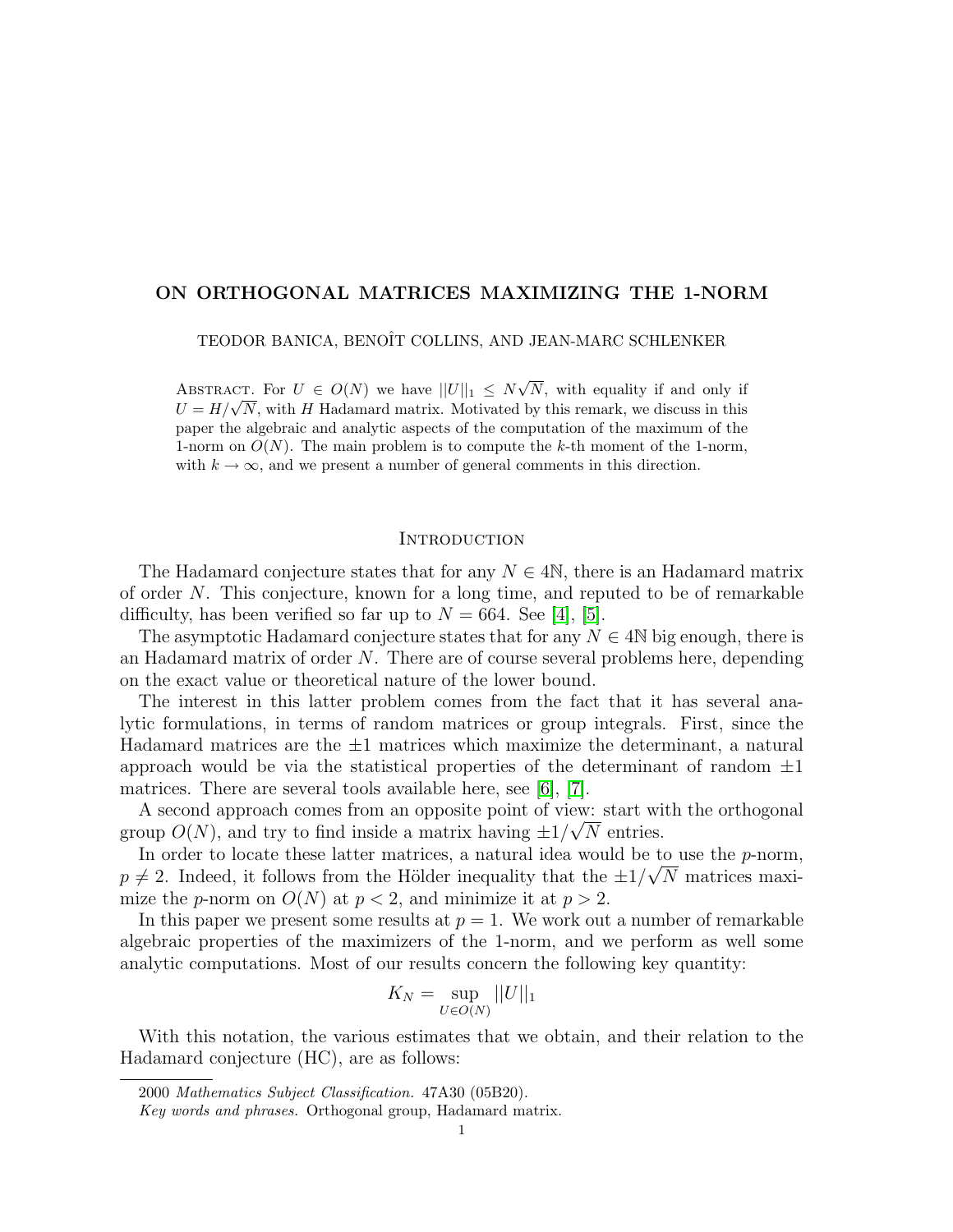# ON ORTHOGONAL MATRICES MAXIMIZING THE 1-NORM

TEODOR BANICA, BENOÎT COLLINS, AND JEAN-MARC SCHLENKER

Abstract. For $U \in O(N)$ we have $||U||_1 \leq N\sqrt{N}$, with equality if and only if $U = H/\sqrt{N}$, with $H$ Hadamard matrix. Motivated by this remark, we discuss in this paper the algebraic and analytic aspects of the computation of the maximum of the 1-norm on $O(N)$. The main problem is to compute the $k$-th moment of the 1-norm, with $k \to \infty$, and we present a number of general comments in this direction.

## Introduction

The Hadamard conjecture states that for any $N \in 4\mathbb{N}$, there is an Hadamard matrix of order $N$. This conjecture, known for a long time, and reputed to be of remarkable difficulty, has been verified so far up to $N = 664$. See [4], [5].

The asymptotic Hadamard conjecture states that for any $N \in 4\mathbb{N}$ big enough, there is an Hadamard matrix of order $N$. There are of course several problems here, depending on the exact value or theoretical nature of the lower bound.

The interest in this latter problem comes from the fact that it has several analytic formulations, in terms of random matrices or group integrals. First, since the Hadamard matrices are the $\pm 1$ matrices which maximize the determinant, a natural approach would be via the statistical properties of the determinant of random $\pm 1$ matrices. There are several tools available here, see [6], [7].

A second approach comes from an opposite point of view: start with the orthogonal group $O(N)$, and try to find inside a matrix having $\pm 1/\sqrt{N}$ entries.

In order to locate these latter matrices, a natural idea would be to use the $p$-norm, $p \neq 2$. Indeed, it follows from the Hölder inequality that the $\pm 1/\sqrt{N}$ matrices maximize the $p$-norm on $O(N)$ at $p < 2$, and minimize it at $p > 2$.

In this paper we present some results at $p = 1$. We work out a number of remarkable algebraic properties of the maximizers of the 1-norm, and we perform as well some analytic computations. Most of our results concern the following key quantity:

$$K_N = \sup_{U \in O(N)} ||U||_1$$

With this notation, the various estimates that we obtain, and their relation to the Hadamard conjecture (HC), are as follows:

2000 *Mathematics Subject Classification.* 47A30 (05B20).

*Key words and phrases.* Orthogonal group, Hadamard matrix.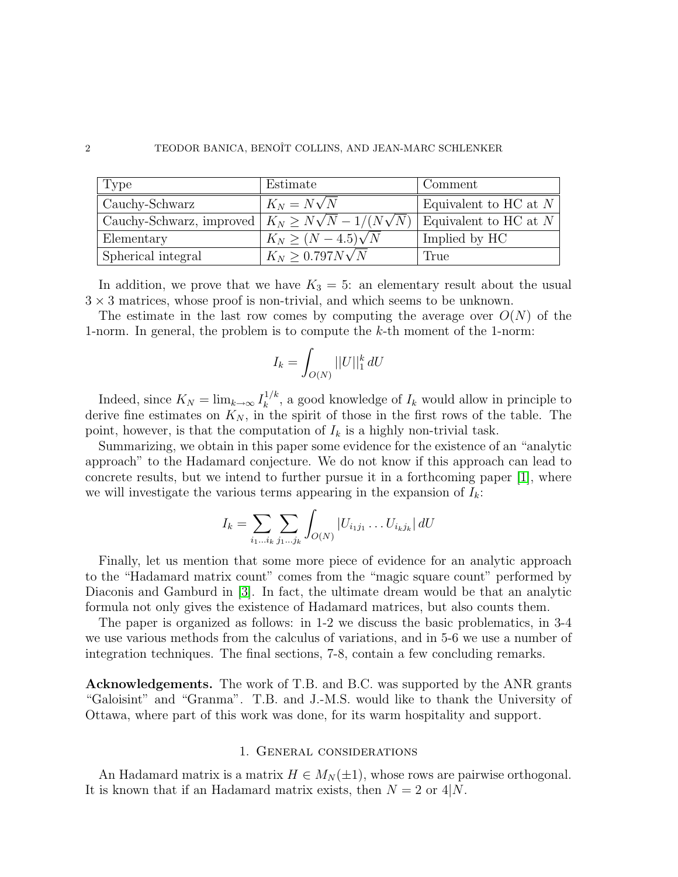| Type | Estimate | Comment |
|---|---|---|
| Cauchy-Schwarz | $K_N = N\sqrt{N}$ | Equivalent to HC at $N$ |
| Cauchy-Schwarz, improved | $K_N \geq N\sqrt{N} - 1/(N\sqrt{N})$ | Equivalent to HC at $N$ |
| Elementary | $K_N \geq (N-4.5)\sqrt{N}$ | Implied by HC |
| Spherical integral | $K_N \geq 0.797N\sqrt{N}$ | True |

In addition, we prove that we have $K_3 = 5$: an elementary result about the usual $3 \times 3$ matrices, whose proof is non-trivial, and which seems to be unknown.

The estimate in the last row comes by computing the average over $O(N)$ of the 1-norm. In general, the problem is to compute the $k$-th moment of the 1-norm:

$$I_k = \int_{O(N)} ||U||_1^k \, dU$$

Indeed, since $K_N = \lim_{k\to\infty} I_k^{1/k}$, a good knowledge of $I_k$ would allow in principle to derive fine estimates on $K_N$, in the spirit of those in the first rows of the table. The point, however, is that the computation of $I_k$ is a highly non-trivial task.

Summarizing, we obtain in this paper some evidence for the existence of an "analytic approach" to the Hadamard conjecture. We do not know if this approach can lead to concrete results, but we intend to further pursue it in a forthcoming paper [1], where we will investigate the various terms appearing in the expansion of $I_k$:

$$I_k = \sum_{i_1\ldots i_k} \sum_{j_1\ldots j_k} \int_{O(N)} |U_{i_1 j_1} \ldots U_{i_k j_k}| \, dU$$

Finally, let us mention that some more piece of evidence for an analytic approach to the "Hadamard matrix count" comes from the "magic square count" performed by Diaconis and Gamburd in [3]. In fact, the ultimate dream would be that an analytic formula not only gives the existence of Hadamard matrices, but also counts them.

The paper is organized as follows: in 1-2 we discuss the basic problematics, in 3-4 we use various methods from the calculus of variations, and in 5-6 we use a number of integration techniques. The final sections, 7-8, contain a few concluding remarks.

**Acknowledgements.** The work of T.B. and B.C. was supported by the ANR grants "Galoisint" and "Granma". T.B. and J.-M.S. would like to thank the University of Ottawa, where part of this work was done, for its warm hospitality and support.

## 1. General considerations

An Hadamard matrix is a matrix $H \in M_N(\pm 1)$, whose rows are pairwise orthogonal. It is known that if an Hadamard matrix exists, then $N = 2$ or $4|N$.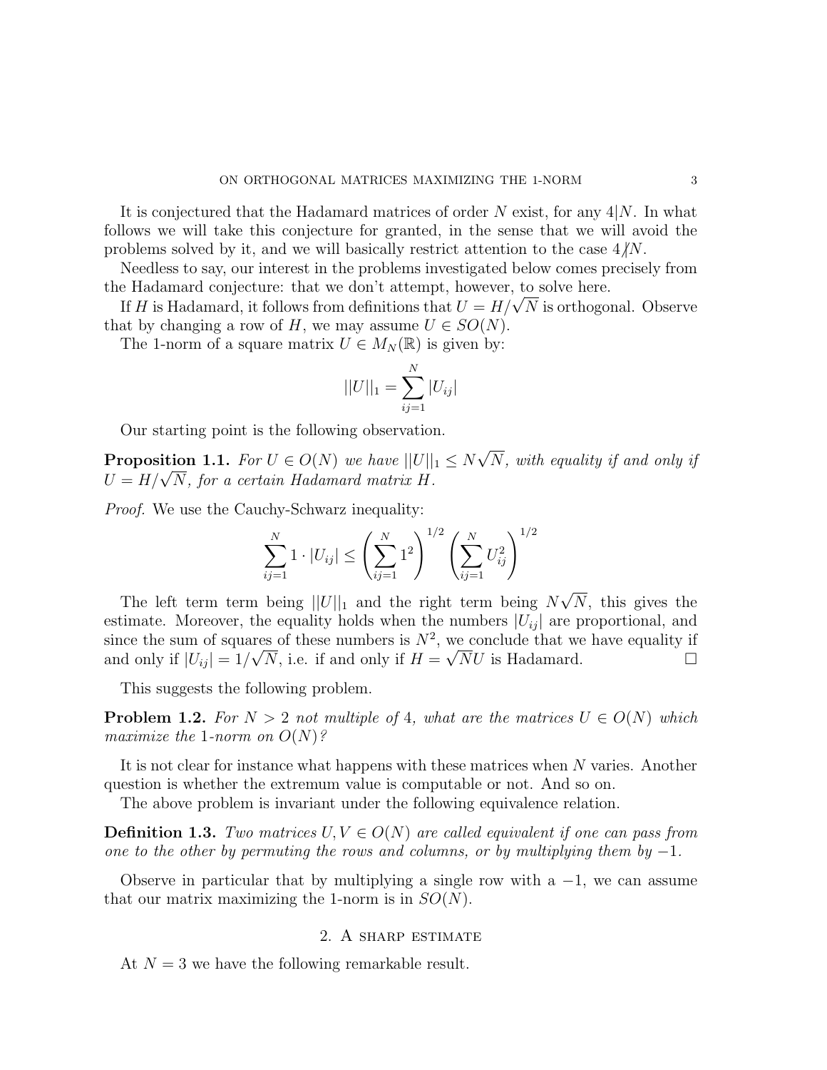It is conjectured that the Hadamard matrices of order $N$ exist, for any $4|N$. In what follows we will take this conjecture for granted, in the sense that we will avoid the problems solved by it, and we will basically restrict attention to the case $4\not|N$.

Needless to say, our interest in the problems investigated below comes precisely from the Hadamard conjecture: that we don't attempt, however, to solve here.

If $H$ is Hadamard, it follows from definitions that $U = H/\sqrt{N}$ is orthogonal. Observe that by changing a row of $H$, we may assume $U \in SO(N)$.

The 1-norm of a square matrix $U \in M_N(\mathbb{R})$ is given by:

$$||U||_1 = \sum_{ij=1}^{N} |U_{ij}|$$

Our starting point is the following observation.

**Proposition 1.1.** *For $U \in O(N)$ we have $||U||_1 \leq N\sqrt{N}$, with equality if and only if $U = H/\sqrt{N}$, for a certain Hadamard matrix $H$.*

*Proof.* We use the Cauchy-Schwarz inequality:

$$\sum_{ij=1}^{N} 1 \cdot |U_{ij}| \leq \left(\sum_{ij=1}^{N} 1^2\right)^{1/2} \left(\sum_{ij=1}^{N} U_{ij}^2\right)^{1/2}$$

The left term term being $||U||_1$ and the right term being $N\sqrt{N}$, this gives the estimate. Moreover, the equality holds when the numbers $|U_{ij}|$ are proportional, and since the sum of squares of these numbers is $N^2$, we conclude that we have equality if and only if $|U_{ij}| = 1/\sqrt{N}$, i.e. if and only if $H = \sqrt{N}U$ is Hadamard. □

This suggests the following problem.

**Problem 1.2.** *For $N > 2$ not multiple of 4, what are the matrices $U \in O(N)$ which maximize the 1-norm on $O(N)$?*

It is not clear for instance what happens with these matrices when $N$ varies. Another question is whether the extremum value is computable or not. And so on.

The above problem is invariant under the following equivalence relation.

**Definition 1.3.** *Two matrices $U, V \in O(N)$ are called equivalent if one can pass from one to the other by permuting the rows and columns, or by multiplying them by $-1$.*

Observe in particular that by multiplying a single row with a $-1$, we can assume that our matrix maximizing the 1-norm is in $SO(N)$.

## 2. A sharp estimate

At $N = 3$ we have the following remarkable result.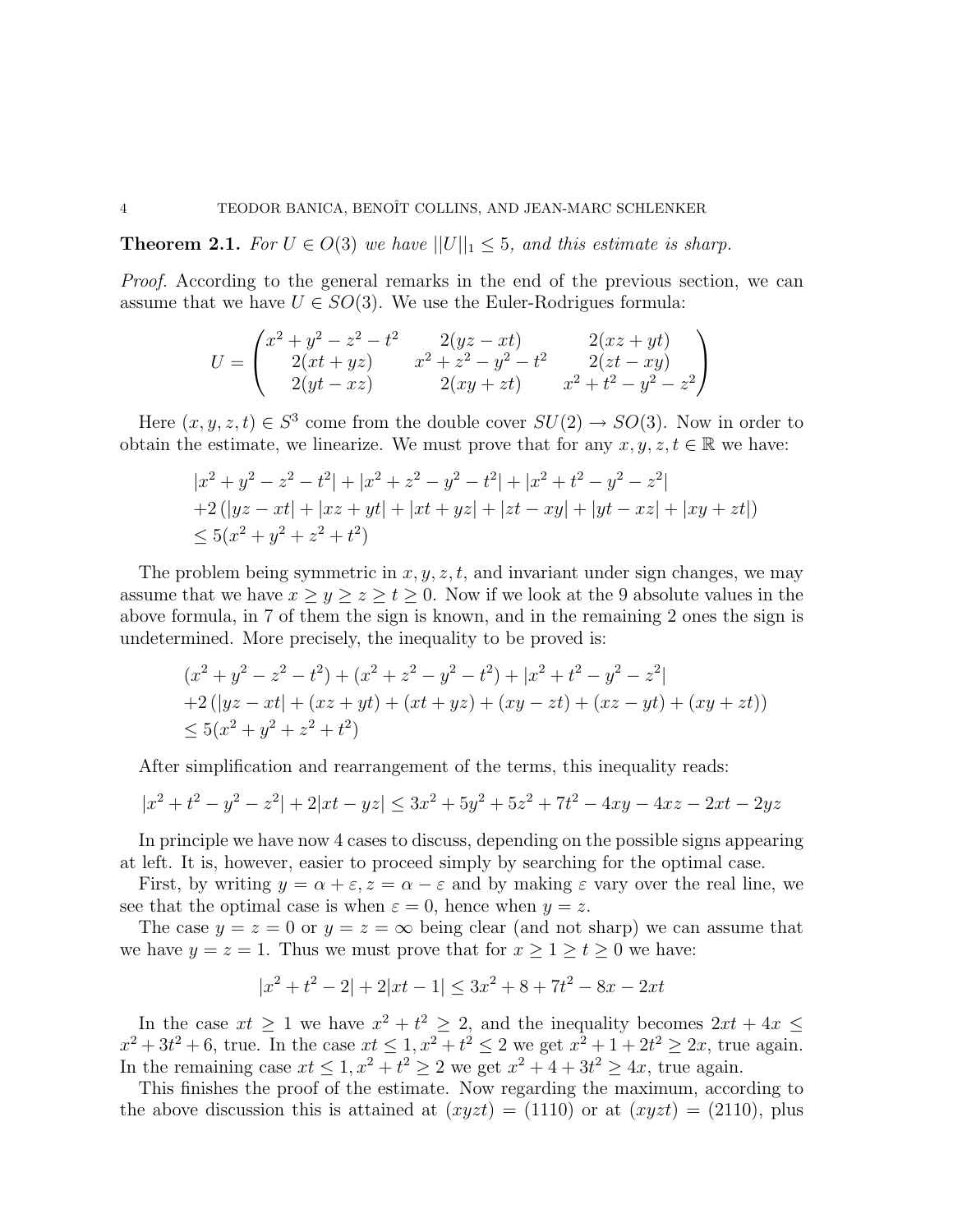**Theorem 2.1.** *For $U \in O(3)$ we have $||U||_1 \leq 5$, and this estimate is sharp.*

*Proof.* According to the general remarks in the end of the previous section, we can assume that we have $U \in SO(3)$. We use the Euler-Rodrigues formula:

$$U = \begin{pmatrix} x^2+y^2-z^2-t^2 & 2(yz-xt) & 2(xz+yt) \\ 2(xt+yz) & x^2+z^2-y^2-t^2 & 2(zt-xy) \\ 2(yt-xz) & 2(xy+zt) & x^2+t^2-y^2-z^2 \end{pmatrix}$$

Here $(x,y,z,t) \in S^3$ come from the double cover $SU(2) \to SO(3)$. Now in order to obtain the estimate, we linearize. We must prove that for any $x,y,z,t \in \mathbb{R}$ we have:

$$\begin{aligned} & |x^2+y^2-z^2-t^2| + |x^2+z^2-y^2-t^2| + |x^2+t^2-y^2-z^2| \\ & +2\left(|yz-xt| + |xz+yt| + |xt+yz| + |zt-xy| + |yt-xz| + |xy+zt|\right) \\ & \leq 5(x^2+y^2+z^2+t^2) \end{aligned}$$

The problem being symmetric in $x,y,z,t$, and invariant under sign changes, we may assume that we have $x \geq y \geq z \geq t \geq 0$. Now if we look at the 9 absolute values in the above formula, in 7 of them the sign is known, and in the remaining 2 ones the sign is undetermined. More precisely, the inequality to be proved is:

$$\begin{aligned} & (x^2+y^2-z^2-t^2) + (x^2+z^2-y^2-t^2) + |x^2+t^2-y^2-z^2| \\ & +2\left(|yz-xt| + (xz+yt) + (xt+yz) + (xy-zt) + (xz-yt) + (xy+zt)\right) \\ & \leq 5(x^2+y^2+z^2+t^2) \end{aligned}$$

After simplification and rearrangement of the terms, this inequality reads:

$$|x^2+t^2-y^2-z^2| + 2|xt-yz| \leq 3x^2+5y^2+5z^2+7t^2-4xy-4xz-2xt-2yz$$

In principle we have now 4 cases to discuss, depending on the possible signs appearing at left. It is, however, easier to proceed simply by searching for the optimal case.

First, by writing $y = \alpha+\varepsilon, z = \alpha - \varepsilon$ and by making $\varepsilon$ vary over the real line, we see that the optimal case is when $\varepsilon = 0$, hence when $y = z$.

The case $y = z = 0$ or $y = z = \infty$ being clear (and not sharp) we can assume that we have $y = z = 1$. Thus we must prove that for $x \geq 1 \geq t \geq 0$ we have:

$$|x^2+t^2-2| + 2|xt-1| \leq 3x^2+8+7t^2-8x-2xt$$

In the case $xt \geq 1$ we have $x^2+t^2 \geq 2$, and the inequality becomes $2xt+4x \leq x^2+3t^2+6$, true. In the case $xt \leq 1, x^2+t^2 \leq 2$ we get $x^2+1+2t^2 \geq 2x$, true again. In the remaining case $xt \leq 1, x^2+t^2 \geq 2$ we get $x^2+4+3t^2 \geq 4x$, true again.

This finishes the proof of the estimate. Now regarding the maximum, according to the above discussion this is attained at $(xyzt) = (1110)$ or at $(xyzt) = (2110)$, plus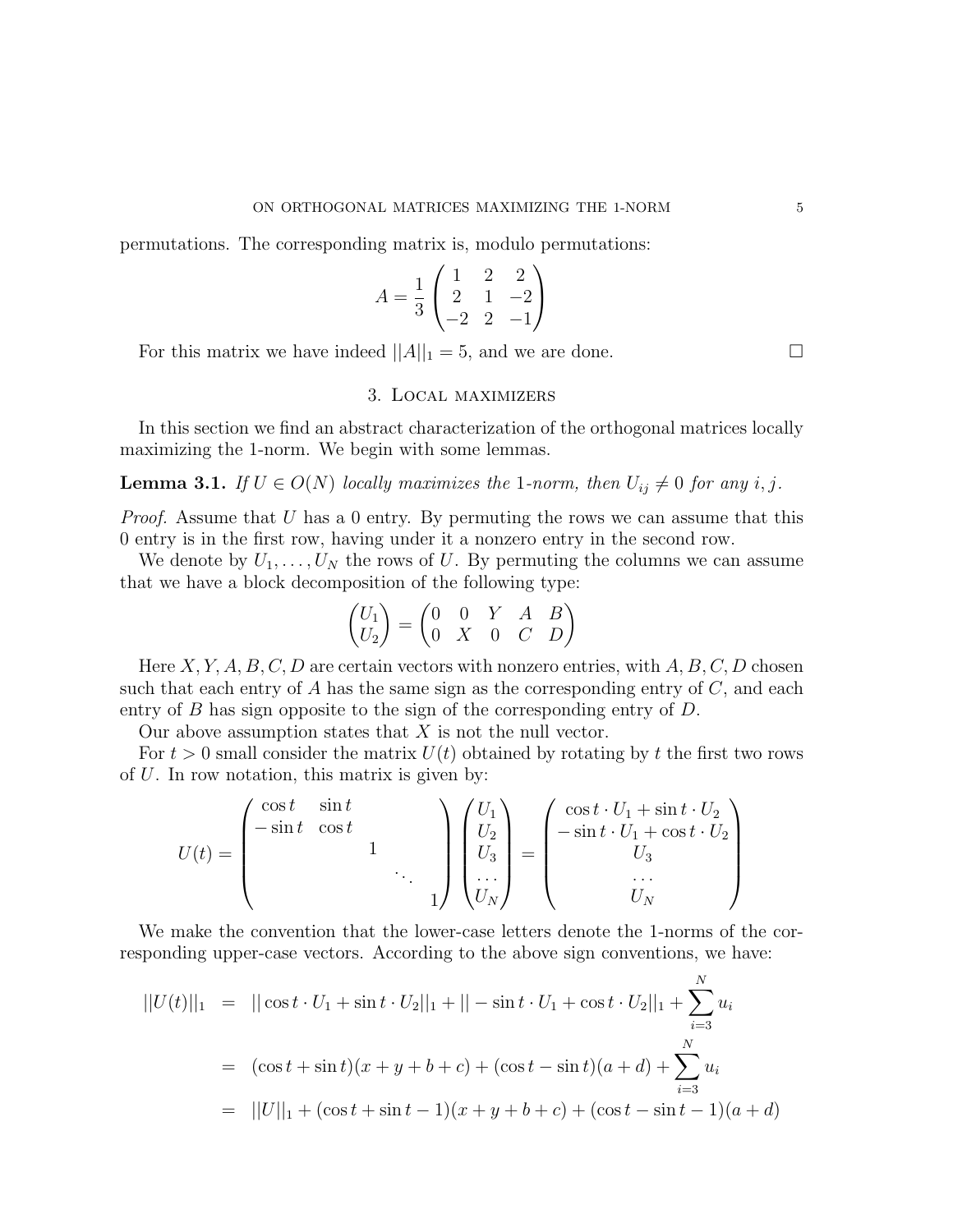permutations. The corresponding matrix is, modulo permutations:

$$A = \frac{1}{3}\begin{pmatrix} 1 & 2 & 2 \\ 2 & 1 & -2 \\ -2 & 2 & -1 \end{pmatrix}$$

For this matrix we have indeed $||A||_1 = 5$, and we are done. $\square$

## 3. Local maximizers

In this section we find an abstract characterization of the orthogonal matrices locally maximizing the 1-norm. We begin with some lemmas.

**Lemma 3.1.** *If $U \in O(N)$ locally maximizes the 1-norm, then $U_{ij} \neq 0$ for any $i, j$.*

*Proof.* Assume that $U$ has a 0 entry. By permuting the rows we can assume that this 0 entry is in the first row, having under it a nonzero entry in the second row.

We denote by $U_1, \ldots, U_N$ the rows of $U$. By permuting the columns we can assume that we have a block decomposition of the following type:

$$\begin{pmatrix} U_1 \\ U_2 \end{pmatrix} = \begin{pmatrix} 0 & 0 & Y & A & B \\ 0 & X & 0 & C & D \end{pmatrix}$$

Here $X, Y, A, B, C, D$ are certain vectors with nonzero entries, with $A, B, C, D$ chosen such that each entry of $A$ has the same sign as the corresponding entry of $C$, and each entry of $B$ has sign opposite to the sign of the corresponding entry of $D$.

Our above assumption states that $X$ is not the null vector.

For $t > 0$ small consider the matrix $U(t)$ obtained by rotating by $t$ the first two rows of $U$. In row notation, this matrix is given by:

$$U(t) = \begin{pmatrix} \cos t & \sin t & & & \\ -\sin t & \cos t & & & \\ & & 1 & & \\ & & & \ddots & \\ & & & & 1 \end{pmatrix} \begin{pmatrix} U_1 \\ U_2 \\ U_3 \\ \ldots \\ U_N \end{pmatrix} = \begin{pmatrix} \cos t \cdot U_1 + \sin t \cdot U_2 \\ -\sin t \cdot U_1 + \cos t \cdot U_2 \\ U_3 \\ \ldots \\ U_N \end{pmatrix}$$

We make the convention that the lower-case letters denote the 1-norms of the corresponding upper-case vectors. According to the above sign conventions, we have:

$$\begin{aligned} ||U(t)||_1 &= ||\cos t \cdot U_1 + \sin t \cdot U_2||_1 + ||-\sin t \cdot U_1 + \cos t \cdot U_2||_1 + \sum_{i=3}^{N} u_i \\ &= (\cos t + \sin t)(x + y + b + c) + (\cos t - \sin t)(a + d) + \sum_{i=3}^{N} u_i \\ &= ||U||_1 + (\cos t + \sin t - 1)(x + y + b + c) + (\cos t - \sin t - 1)(a + d) \end{aligned}$$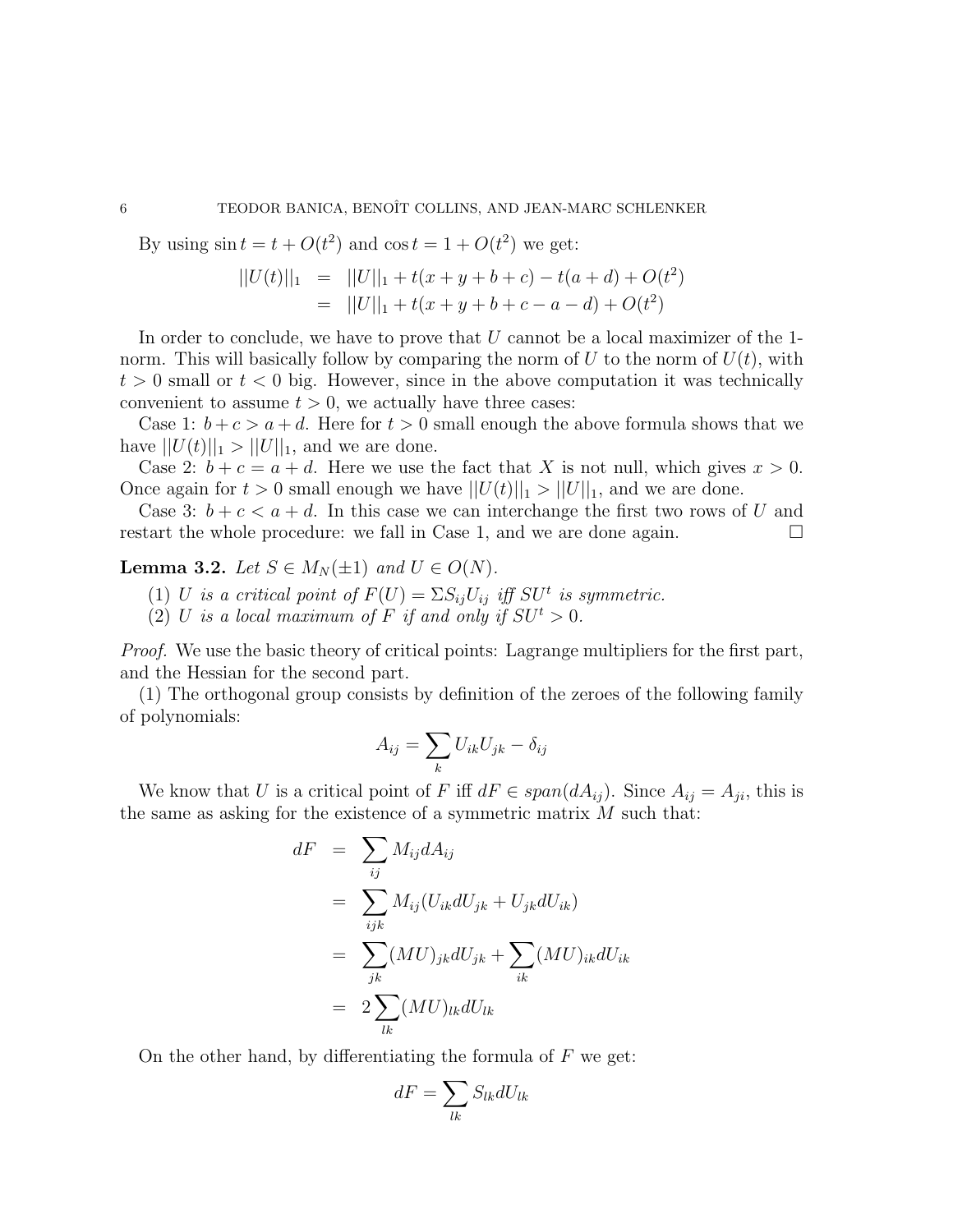By using $\sin t = t + O(t^2)$ and $\cos t = 1 + O(t^2)$ we get:

$$
\begin{aligned}
||U(t)||_1 &= ||U||_1 + t(x + y + b + c) - t(a + d) + O(t^2) \\
&= ||U||_1 + t(x + y + b + c - a - d) + O(t^2)
\end{aligned}
$$

In order to conclude, we have to prove that $U$ cannot be a local maximizer of the 1-norm. This will basically follow by comparing the norm of $U$ to the norm of $U(t)$, with $t > 0$ small or $t < 0$ big. However, since in the above computation it was technically convenient to assume $t > 0$, we actually have three cases:

Case 1: $b + c > a + d$. Here for $t > 0$ small enough the above formula shows that we have $||U(t)||_1 > ||U||_1$, and we are done.

Case 2: $b + c = a + d$. Here we use the fact that $X$ is not null, which gives $x > 0$. Once again for $t > 0$ small enough we have $||U(t)||_1 > ||U||_1$, and we are done.

Case 3: $b + c < a + d$. In this case we can interchange the first two rows of $U$ and restart the whole procedure: we fall in Case 1, and we are done again. □

**Lemma 3.2.** *Let $S \in M_N(\pm 1)$ and $U \in O(N)$.*

1. *$U$ is a critical point of $F(U) = \Sigma S_{ij} U_{ij}$ iff $SU^t$ is symmetric.*
2. *$U$ is a local maximum of $F$ if and only if $SU^t > 0$.*

*Proof.* We use the basic theory of critical points: Lagrange multipliers for the first part, and the Hessian for the second part.

(1) The orthogonal group consists by definition of the zeroes of the following family of polynomials:

$$A_{ij} = \sum_k U_{ik} U_{jk} - \delta_{ij}$$

We know that $U$ is a critical point of $F$ iff $dF \in span(dA_{ij})$. Since $A_{ij} = A_{ji}$, this is the same as asking for the existence of a symmetric matrix $M$ such that:

$$
\begin{aligned}
dF &= \sum_{ij} M_{ij} dA_{ij} \\
&= \sum_{ijk} M_{ij} (U_{ik} dU_{jk} + U_{jk} dU_{ik}) \\
&= \sum_{jk} (MU)_{jk} dU_{jk} + \sum_{ik} (MU)_{ik} dU_{ik} \\
&= 2 \sum_{lk} (MU)_{lk} dU_{lk}
\end{aligned}
$$

On the other hand, by differentiating the formula of $F$ we get:

$$dF = \sum_{lk} S_{lk} dU_{lk}$$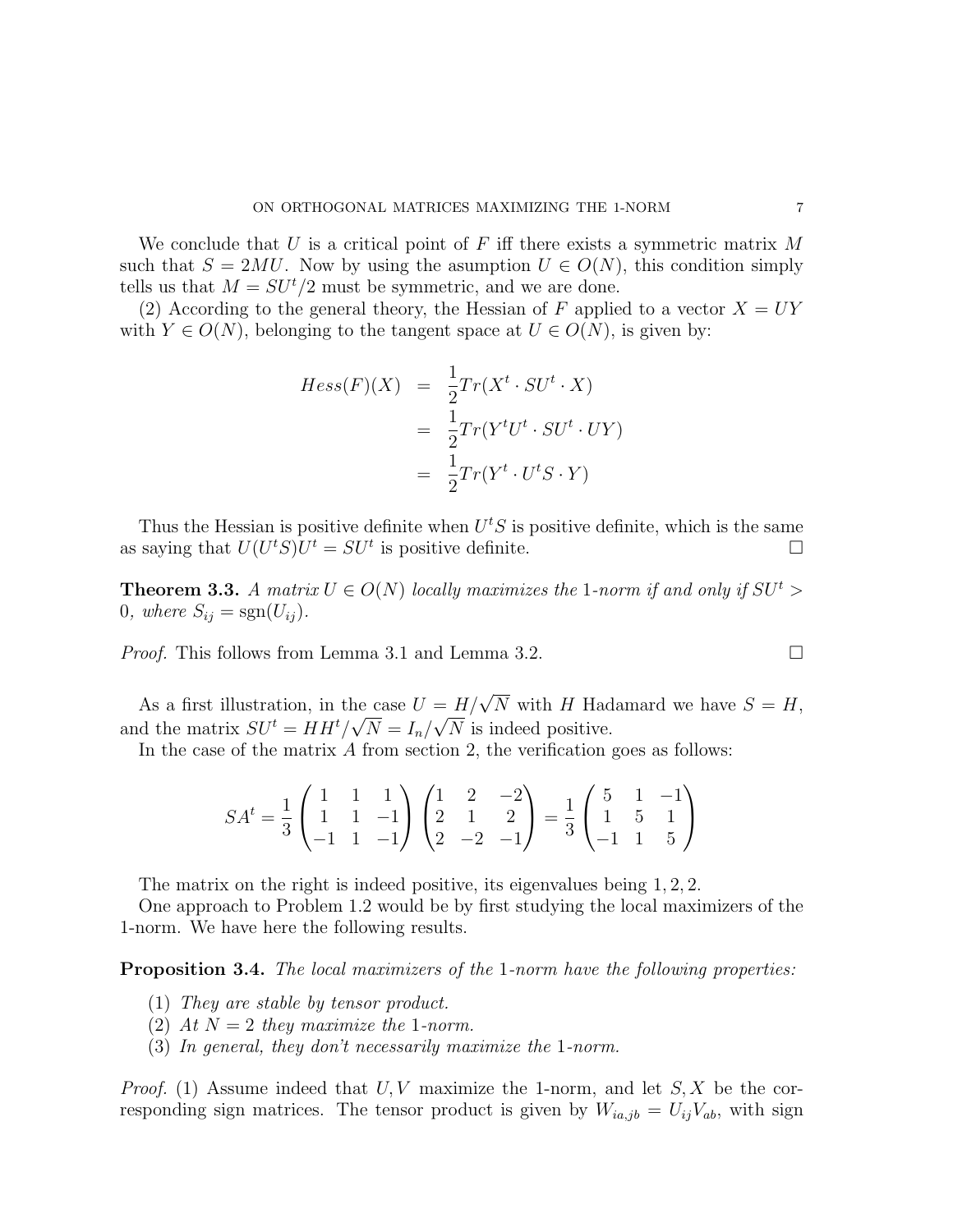We conclude that $U$ is a critical point of $F$ iff there exists a symmetric matrix $M$ such that $S = 2MU$. Now by using the asumption $U \in O(N)$, this condition simply tells us that $M = SU^t/2$ must be symmetric, and we are done.

(2) According to the general theory, the Hessian of $F$ applied to a vector $X = UY$ with $Y \in O(N)$, belonging to the tangent space at $U \in O(N)$, is given by:

$$
\begin{aligned}
Hess(F)(X) &= \frac{1}{2} Tr(X^t \cdot SU^t \cdot X) \\
&= \frac{1}{2} Tr(Y^t U^t \cdot SU^t \cdot UY) \\
&= \frac{1}{2} Tr(Y^t \cdot U^t S \cdot Y)
\end{aligned}
$$

Thus the Hessian is positive definite when $U^t S$ is positive definite, which is the same as saying that $U(U^t S)U^t = SU^t$ is positive definite. $\square$

**Theorem 3.3.** *A matrix $U \in O(N)$ locally maximizes the 1-norm if and only if $SU^t > 0$, where $S_{ij} = \text{sgn}(U_{ij})$.*

*Proof.* This follows from Lemma 3.1 and Lemma 3.2. $\square$

As a first illustration, in the case $U = H/\sqrt{N}$ with $H$ Hadamard we have $S = H$, and the matrix $SU^t = HH^t/\sqrt{N} = I_n/\sqrt{N}$ is indeed positive.

In the case of the matrix $A$ from section 2, the verification goes as follows:

$$
SA^t = \frac{1}{3} \begin{pmatrix} 1 & 1 & 1 \\ 1 & 1 & -1 \\ -1 & 1 & -1 \end{pmatrix} \begin{pmatrix} 1 & 2 & -2 \\ 2 & 1 & 2 \\ 2 & -2 & -1 \end{pmatrix} = \frac{1}{3} \begin{pmatrix} 5 & 1 & -1 \\ 1 & 5 & 1 \\ -1 & 1 & 5 \end{pmatrix}
$$

The matrix on the right is indeed positive, its eigenvalues being $1, 2, 2$.

One approach to Problem 1.2 would be by first studying the local maximizers of the 1-norm. We have here the following results.

**Proposition 3.4.** *The local maximizers of the 1-norm have the following properties:*

1. *They are stable by tensor product.*
2. *At $N = 2$ they maximize the 1-norm.*
3. *In general, they don't necessarily maximize the 1-norm.*

*Proof.* (1) Assume indeed that $U, V$ maximize the 1-norm, and let $S, X$ be the corresponding sign matrices. The tensor product is given by $W_{ia,jb} = U_{ij}V_{ab}$, with sign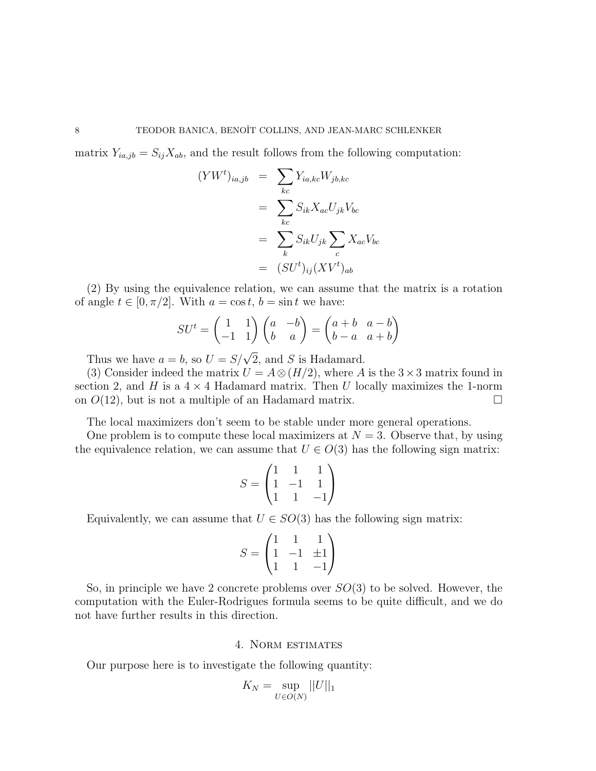matrix $Y_{ia,jb} = S_{ij}X_{ab}$, and the result follows from the following computation:

$$
\begin{aligned}
(YW^t)_{ia,jb} &= \sum_{kc} Y_{ia,kc}W_{jb,kc} \\
&= \sum_{kc} S_{ik}X_{ac}U_{jk}V_{bc} \\
&= \sum_{k} S_{ik}U_{jk}\sum_{c} X_{ac}V_{bc} \\
&= (SU^t)_{ij}(XV^t)_{ab}
\end{aligned}
$$

(2) By using the equivalence relation, we can assume that the matrix is a rotation of angle $t \in [0, \pi/2]$. With $a = \cos t$, $b = \sin t$ we have:

$$
SU^t = \begin{pmatrix} 1 & 1 \\ -1 & 1 \end{pmatrix} \begin{pmatrix} a & -b \\ b & a \end{pmatrix} = \begin{pmatrix} a+b & a-b \\ b-a & a+b \end{pmatrix}
$$

Thus we have $a = b$, so $U = S/\sqrt{2}$, and $S$ is Hadamard.

(3) Consider indeed the matrix $U = A \otimes (H/2)$, where $A$ is the $3 \times 3$ matrix found in section 2, and $H$ is a $4 \times 4$ Hadamard matrix. Then $U$ locally maximizes the 1-norm on $O(12)$, but is not a multiple of an Hadamard matrix. $\square$

The local maximizers don't seem to be stable under more general operations.

One problem is to compute these local maximizers at $N = 3$. Observe that, by using the equivalence relation, we can assume that $U \in O(3)$ has the following sign matrix:

$$
S = \begin{pmatrix} 1 & 1 & 1 \\ 1 & -1 & 1 \\ 1 & 1 & -1 \end{pmatrix}
$$

Equivalently, we can assume that $U \in SO(3)$ has the following sign matrix:

$$
S = \begin{pmatrix} 1 & 1 & 1 \\ 1 & -1 & \pm 1 \\ 1 & 1 & -1 \end{pmatrix}
$$

So, in principle we have 2 concrete problems over $SO(3)$ to be solved. However, the computation with the Euler-Rodrigues formula seems to be quite difficult, and we do not have further results in this direction.

## 4. Norm estimates

Our purpose here is to investigate the following quantity:

$$
K_N = \sup_{U \in O(N)} ||U||_1
$$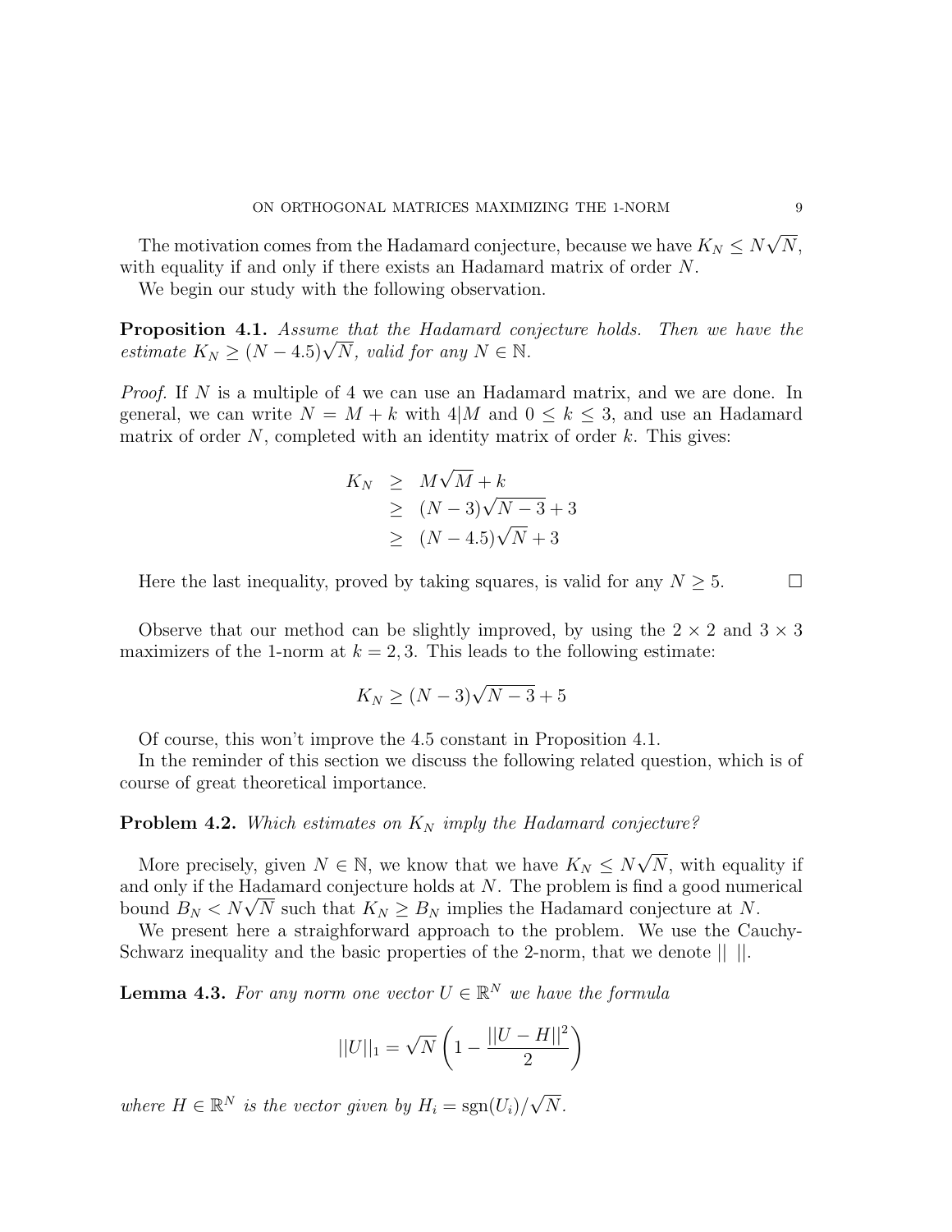The motivation comes from the Hadamard conjecture, because we have $K_N \leq N\sqrt{N}$, with equality if and only if there exists an Hadamard matrix of order $N$.

We begin our study with the following observation.

**Proposition 4.1.** *Assume that the Hadamard conjecture holds. Then we have the estimate $K_N \geq (N-4.5)\sqrt{N}$, valid for any $N \in \mathbb{N}$.*

*Proof.* If $N$ is a multiple of 4 we can use an Hadamard matrix, and we are done. In general, we can write $N = M + k$ with $4|M$ and $0 \leq k \leq 3$, and use an Hadamard matrix of order $N$, completed with an identity matrix of order $k$. This gives:

$$\begin{aligned} K_N &\geq M\sqrt{M} + k \\ &\geq (N-3)\sqrt{N-3} + 3 \\ &\geq (N-4.5)\sqrt{N} + 3 \end{aligned}$$

Here the last inequality, proved by taking squares, is valid for any $N \geq 5$. □

Observe that our method can be slightly improved, by using the $2 \times 2$ and $3 \times 3$ maximizers of the 1-norm at $k = 2, 3$. This leads to the following estimate:

$$K_N \geq (N-3)\sqrt{N-3} + 5$$

Of course, this won't improve the 4.5 constant in Proposition 4.1.

In the reminder of this section we discuss the following related question, which is of course of great theoretical importance.

**Problem 4.2.** *Which estimates on $K_N$ imply the Hadamard conjecture?*

More precisely, given $N \in \mathbb{N}$, we know that we have $K_N \leq N\sqrt{N}$, with equality if and only if the Hadamard conjecture holds at $N$. The problem is find a good numerical bound $B_N < N\sqrt{N}$ such that $K_N \geq B_N$ implies the Hadamard conjecture at $N$.

We present here a straighforward approach to the problem. We use the Cauchy-Schwarz inequality and the basic properties of the 2-norm, that we denote $|| \ ||$.

**Lemma 4.3.** *For any norm one vector $U \in \mathbb{R}^N$ we have the formula*

$$||U||_1 = \sqrt{N}\left(1 - \frac{||U-H||^2}{2}\right)$$

*where $H \in \mathbb{R}^N$ is the vector given by $H_i = \mathrm{sgn}(U_i)/\sqrt{N}$.*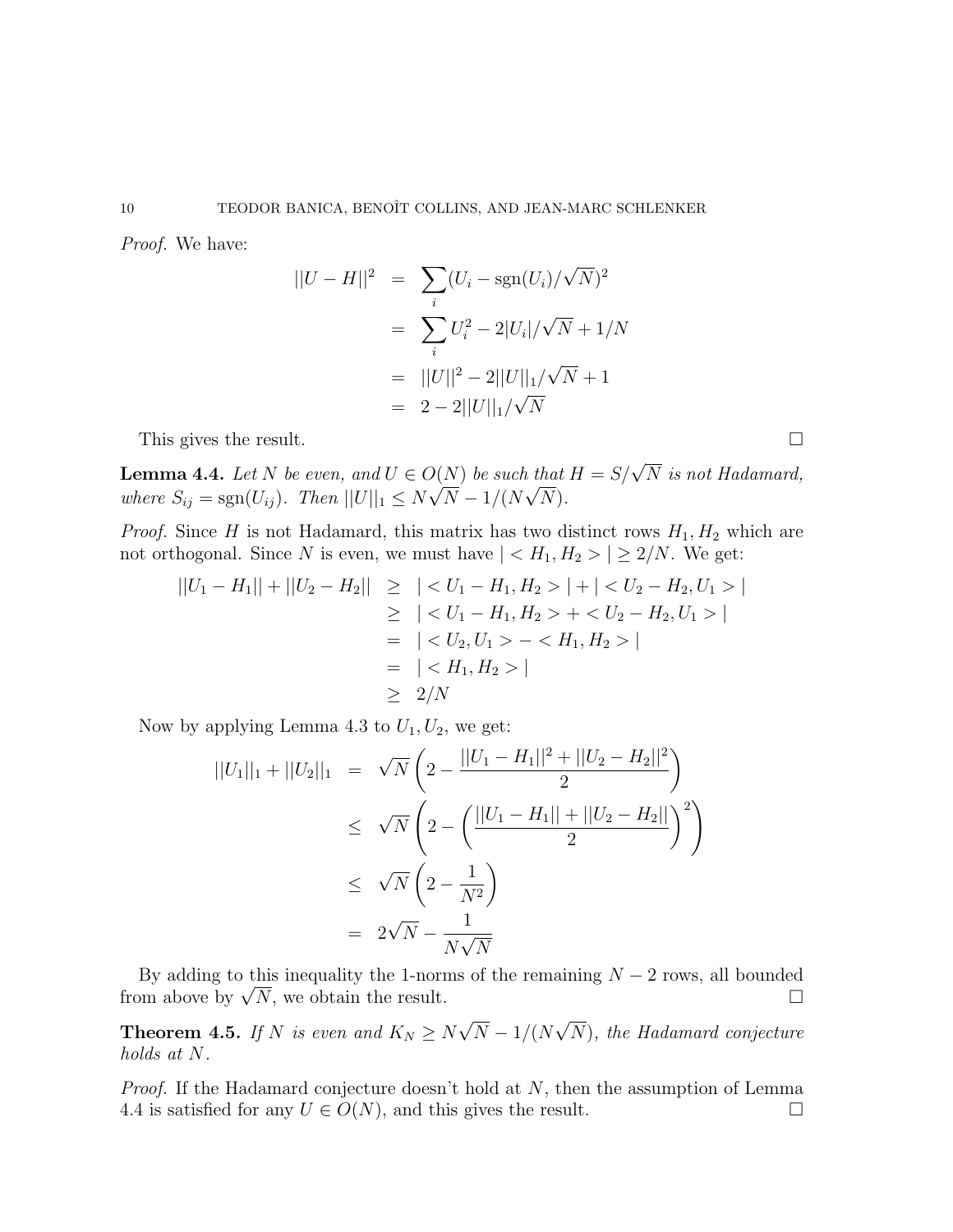*Proof.* We have:

$$
\begin{aligned}
||U-H||^2 &= \sum_i (U_i - \mathrm{sgn}(U_i)/\sqrt{N})^2 \\
&= \sum_i U_i^2 - 2|U_i|/\sqrt{N} + 1/N \\
&= ||U||^2 - 2||U||_1/\sqrt{N} + 1 \\
&= 2 - 2||U||_1/\sqrt{N}
\end{aligned}
$$

This gives the result. ☐

**Lemma 4.4.** *Let $N$ be even, and $U \in O(N)$ be such that $H = S/\sqrt{N}$ is not Hadamard, where $S_{ij} = \mathrm{sgn}(U_{ij})$. Then $||U||_1 \leq N\sqrt{N} - 1/(N\sqrt{N})$.*

*Proof.* Since $H$ is not Hadamard, this matrix has two distinct rows $H_1, H_2$ which are not orthogonal. Since $N$ is even, we must have $|<H_1, H_2>| \geq 2/N$. We get:

$$
\begin{aligned}
||U_1 - H_1|| + ||U_2 - H_2|| &\geq |<U_1 - H_1, H_2>| + |<U_2 - H_2, U_1>| \\
&\geq |<U_1 - H_1, H_2> + <U_2 - H_2, U_1>| \\
&= |<U_2, U_1> - <H_1, H_2>| \\
&= |<H_1, H_2>| \\
&\geq 2/N
\end{aligned}
$$

Now by applying Lemma 4.3 to $U_1, U_2$, we get:

$$
\begin{aligned}
||U_1||_1 + ||U_2||_1 &= \sqrt{N}\left(2 - \frac{||U_1 - H_1||^2 + ||U_2 - H_2||^2}{2}\right) \\
&\leq \sqrt{N}\left(2 - \left(\frac{||U_1 - H_1|| + ||U_2 - H_2||}{2}\right)^2\right) \\
&\leq \sqrt{N}\left(2 - \frac{1}{N^2}\right) \\
&= 2\sqrt{N} - \frac{1}{N\sqrt{N}}
\end{aligned}
$$

By adding to this inequality the 1-norms of the remaining $N-2$ rows, all bounded from above by $\sqrt{N}$, we obtain the result. ☐

**Theorem 4.5.** *If $N$ is even and $K_N \geq N\sqrt{N} - 1/(N\sqrt{N})$, the Hadamard conjecture holds at $N$.*

*Proof.* If the Hadamard conjecture doesn't hold at $N$, then the assumption of Lemma 4.4 is satisfied for any $U \in O(N)$, and this gives the result. ☐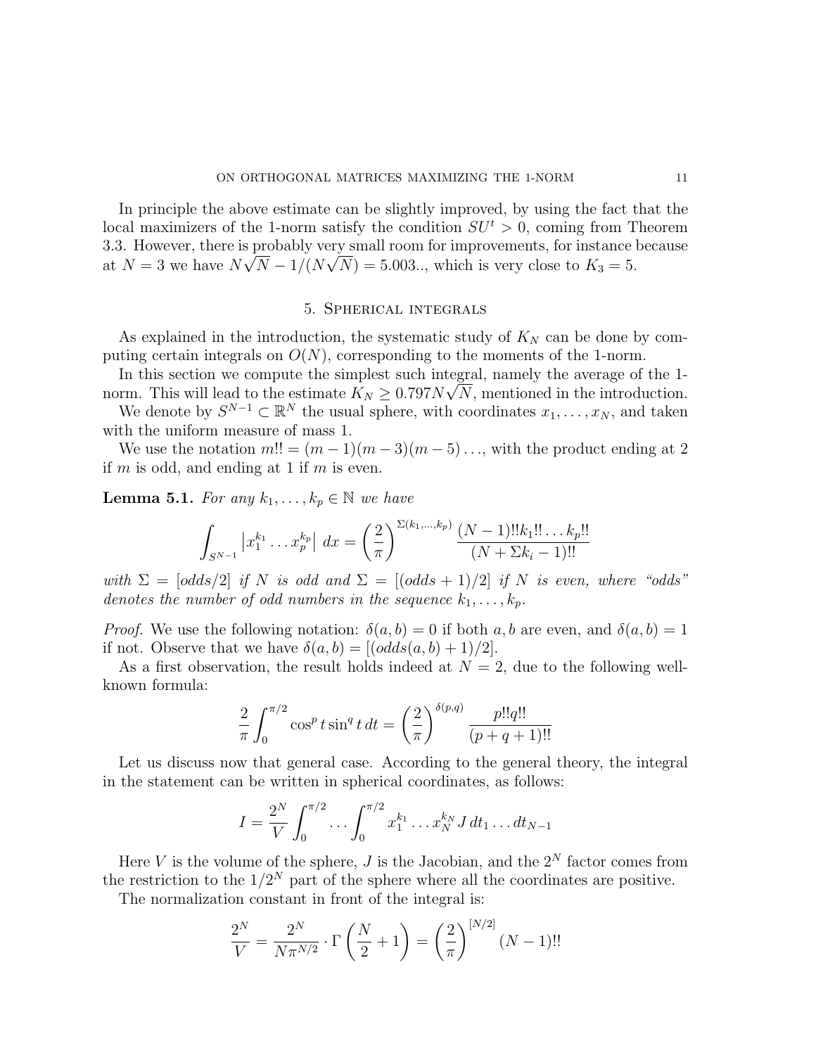In principle the above estimate can be slightly improved, by using the fact that the local maximizers of the 1-norm satisfy the condition $SU^t > 0$, coming from Theorem 3.3. However, there is probably very small room for improvements, for instance because at $N = 3$ we have $N\sqrt{N} - 1/(N\sqrt{N}) = 5.003..$, which is very close to $K_3 = 5$.

## 5. Spherical integrals

As explained in the introduction, the systematic study of $K_N$ can be done by computing certain integrals on $O(N)$, corresponding to the moments of the 1-norm.

In this section we compute the simplest such integral, namely the average of the 1-norm. This will lead to the estimate $K_N \geq 0.797N\sqrt{N}$, mentioned in the introduction.

We denote by $S^{N-1} \subset \mathbb{R}^N$ the usual sphere, with coordinates $x_1, \ldots, x_N$, and taken with the uniform measure of mass 1.

We use the notation $m!! = (m-1)(m-3)(m-5)\ldots$, with the product ending at 2 if $m$ is odd, and ending at 1 if $m$ is even.

**Lemma 5.1.** *For any $k_1, \ldots, k_p \in \mathbb{N}$ we have*

$$\int_{S^{N-1}} \left| x_1^{k_1} \ldots x_p^{k_p} \right| \, dx = \left( \frac{2}{\pi} \right)^{\Sigma(k_1,\ldots,k_p)} \frac{(N-1)!!k_1!! \ldots k_p!!}{(N + \Sigma k_i - 1)!!}$$

*with $\Sigma = [odds/2]$ if $N$ is odd and $\Sigma = [(odds + 1)/2]$ if $N$ is even, where "odds" denotes the number of odd numbers in the sequence $k_1, \ldots, k_p$.*

*Proof.* We use the following notation: $\delta(a, b) = 0$ if both $a, b$ are even, and $\delta(a, b) = 1$ if not. Observe that we have $\delta(a, b) = [(odds(a, b) + 1)/2]$.

As a first observation, the result holds indeed at $N = 2$, due to the following well-known formula:

$$\frac{2}{\pi} \int_0^{\pi/2} \cos^p t \sin^q t \, dt = \left( \frac{2}{\pi} \right)^{\delta(p,q)} \frac{p!!q!!}{(p + q + 1)!!}$$

Let us discuss now that general case. According to the general theory, the integral in the statement can be written in spherical coordinates, as follows:

$$I = \frac{2^N}{V} \int_0^{\pi/2} \ldots \int_0^{\pi/2} x_1^{k_1} \ldots x_N^{k_N} \, J \, dt_1 \ldots dt_{N-1}$$

Here $V$ is the volume of the sphere, $J$ is the Jacobian, and the $2^N$ factor comes from the restriction to the $1/2^N$ part of the sphere where all the coordinates are positive.

The normalization constant in front of the integral is:

$$\frac{2^N}{V} = \frac{2^N}{N\pi^{N/2}} \cdot \Gamma\left( \frac{N}{2} + 1 \right) = \left( \frac{2}{\pi} \right)^{[N/2]} (N-1)!!$$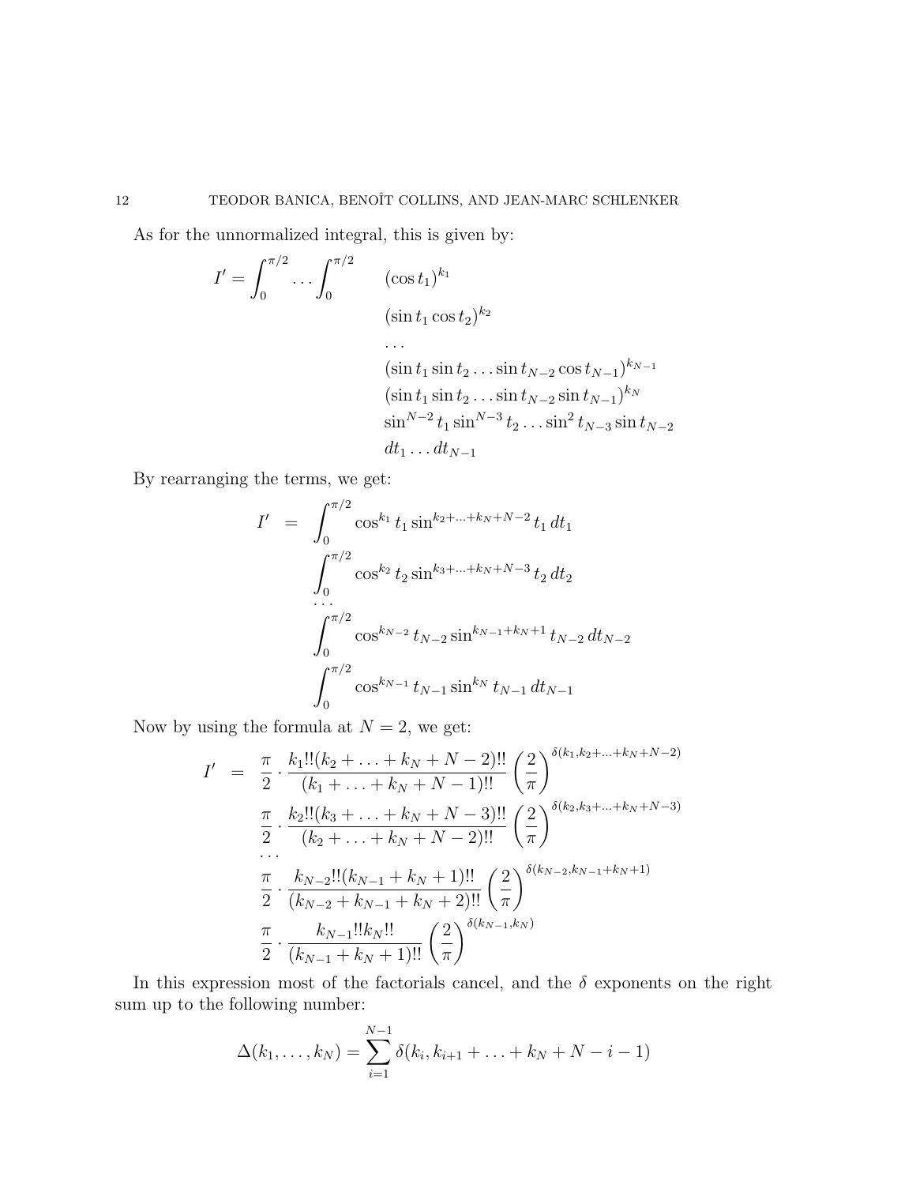As for the unnormalized integral, this is given by:

$$I' = \int_0^{\pi/2} \ldots \int_0^{\pi/2} \begin{array}{l} (\cos t_1)^{k_1} \\ (\sin t_1 \cos t_2)^{k_2} \\ \ldots \\ (\sin t_1 \sin t_2 \ldots \sin t_{N-2} \cos t_{N-1})^{k_{N-1}} \\ (\sin t_1 \sin t_2 \ldots \sin t_{N-2} \sin t_{N-1})^{k_N} \\ \sin^{N-2} t_1 \sin^{N-3} t_2 \ldots \sin^2 t_{N-3} \sin t_{N-2} \\ dt_1 \ldots dt_{N-1} \end{array}$$

By rearranging the terms, we get:

$$\begin{aligned} I' \;\; = \;\; & \int_0^{\pi/2} \cos^{k_1} t_1 \sin^{k_2+\ldots+k_N+N-2} t_1 \, dt_1 \\ & \int_0^{\pi/2} \cos^{k_2} t_2 \sin^{k_3+\ldots+k_N+N-3} t_2 \, dt_2 \\ & \ldots \\ & \int_0^{\pi/2} \cos^{k_{N-2}} t_{N-2} \sin^{k_{N-1}+k_N+1} t_{N-2} \, dt_{N-2} \\ & \int_0^{\pi/2} \cos^{k_{N-1}} t_{N-1} \sin^{k_N} t_{N-1} \, dt_{N-1} \end{aligned}$$

Now by using the formula at $N = 2$, we get:

$$\begin{aligned} I' \;\; = \;\; & \frac{\pi}{2} \cdot \frac{k_1!!(k_2+\ldots+k_N+N-2)!!}{(k_1+\ldots+k_N+N-1)!!} \left(\frac{2}{\pi}\right)^{\delta(k_1, k_2+\ldots+k_N+N-2)} \\ & \frac{\pi}{2} \cdot \frac{k_2!!(k_3+\ldots+k_N+N-3)!!}{(k_2+\ldots+k_N+N-2)!!} \left(\frac{2}{\pi}\right)^{\delta(k_2, k_3+\ldots+k_N+N-3)} \\ & \ldots \\ & \frac{\pi}{2} \cdot \frac{k_{N-2}!!(k_{N-1}+k_N+1)!!}{(k_{N-2}+k_{N-1}+k_N+2)!!} \left(\frac{2}{\pi}\right)^{\delta(k_{N-2}, k_{N-1}+k_N+1)} \\ & \frac{\pi}{2} \cdot \frac{k_{N-1}!!k_N!!}{(k_{N-1}+k_N+1)!!} \left(\frac{2}{\pi}\right)^{\delta(k_{N-1}, k_N)} \end{aligned}$$

In this expression most of the factorials cancel, and the $\delta$ exponents on the right sum up to the following number:

$$\Delta(k_1, \ldots, k_N) = \sum_{i=1}^{N-1} \delta(k_i, k_{i+1} + \ldots + k_N + N - i - 1)$$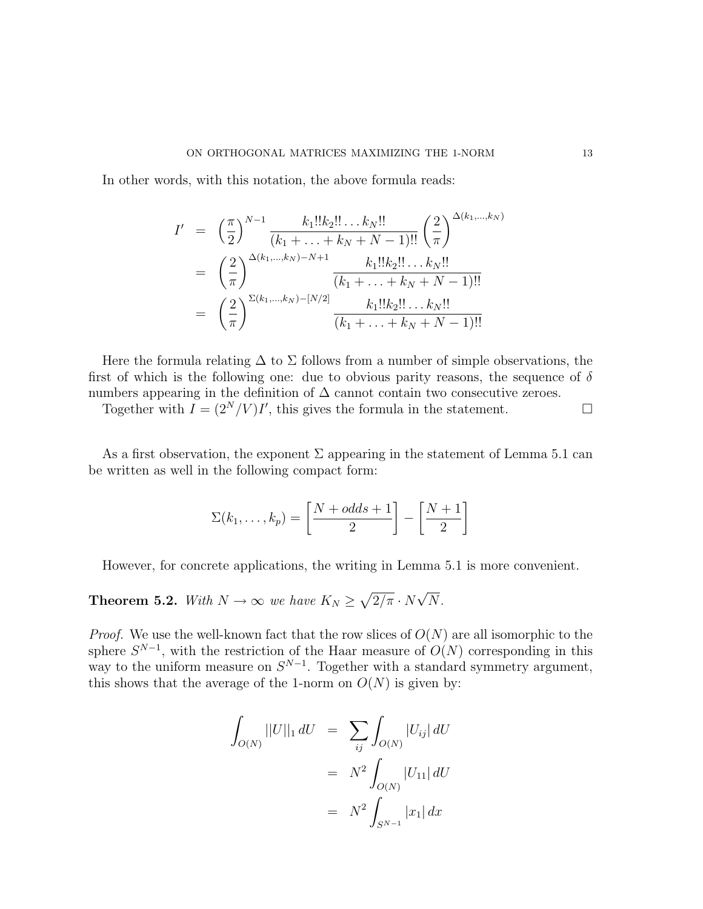In other words, with this notation, the above formula reads:

$$
\begin{aligned}
I' &= \left(\frac{\pi}{2}\right)^{N-1} \frac{k_1!!k_2!!\ldots k_N!!}{(k_1+\ldots+k_N+N-1)!!}\left(\frac{2}{\pi}\right)^{\Delta(k_1,\ldots,k_N)} \\
&= \left(\frac{2}{\pi}\right)^{\Delta(k_1,\ldots,k_N)-N+1} \frac{k_1!!k_2!!\ldots k_N!!}{(k_1+\ldots+k_N+N-1)!!} \\
&= \left(\frac{2}{\pi}\right)^{\Sigma(k_1,\ldots,k_N)-[N/2]} \frac{k_1!!k_2!!\ldots k_N!!}{(k_1+\ldots+k_N+N-1)!!}
\end{aligned}
$$

Here the formula relating $\Delta$ to $\Sigma$ follows from a number of simple observations, the first of which is the following one: due to obvious parity reasons, the sequence of $\delta$ numbers appearing in the definition of $\Delta$ cannot contain two consecutive zeroes.

Together with $I = (2^N/V)I'$, this gives the formula in the statement. $\square$

As a first observation, the exponent $\Sigma$ appearing in the statement of Lemma 5.1 can be written as well in the following compact form:

$$
\Sigma(k_1,\ldots,k_p) = \left[\frac{N+odds+1}{2}\right] - \left[\frac{N+1}{2}\right]
$$

However, for concrete applications, the writing in Lemma 5.1 is more convenient.

**Theorem 5.2.** *With $N \to \infty$ we have $K_N \geq \sqrt{2/\pi} \cdot N\sqrt{N}$.*

*Proof.* We use the well-known fact that the row slices of $O(N)$ are all isomorphic to the sphere $S^{N-1}$, with the restriction of the Haar measure of $O(N)$ corresponding in this way to the uniform measure on $S^{N-1}$. Together with a standard symmetry argument, this shows that the average of the 1-norm on $O(N)$ is given by:

$$
\begin{aligned}
\int_{O(N)} ||U||_1 \, dU &= \sum_{ij} \int_{O(N)} |U_{ij}| \, dU \\
&= N^2 \int_{O(N)} |U_{11}| \, dU \\
&= N^2 \int_{S^{N-1}} |x_1| \, dx
\end{aligned}
$$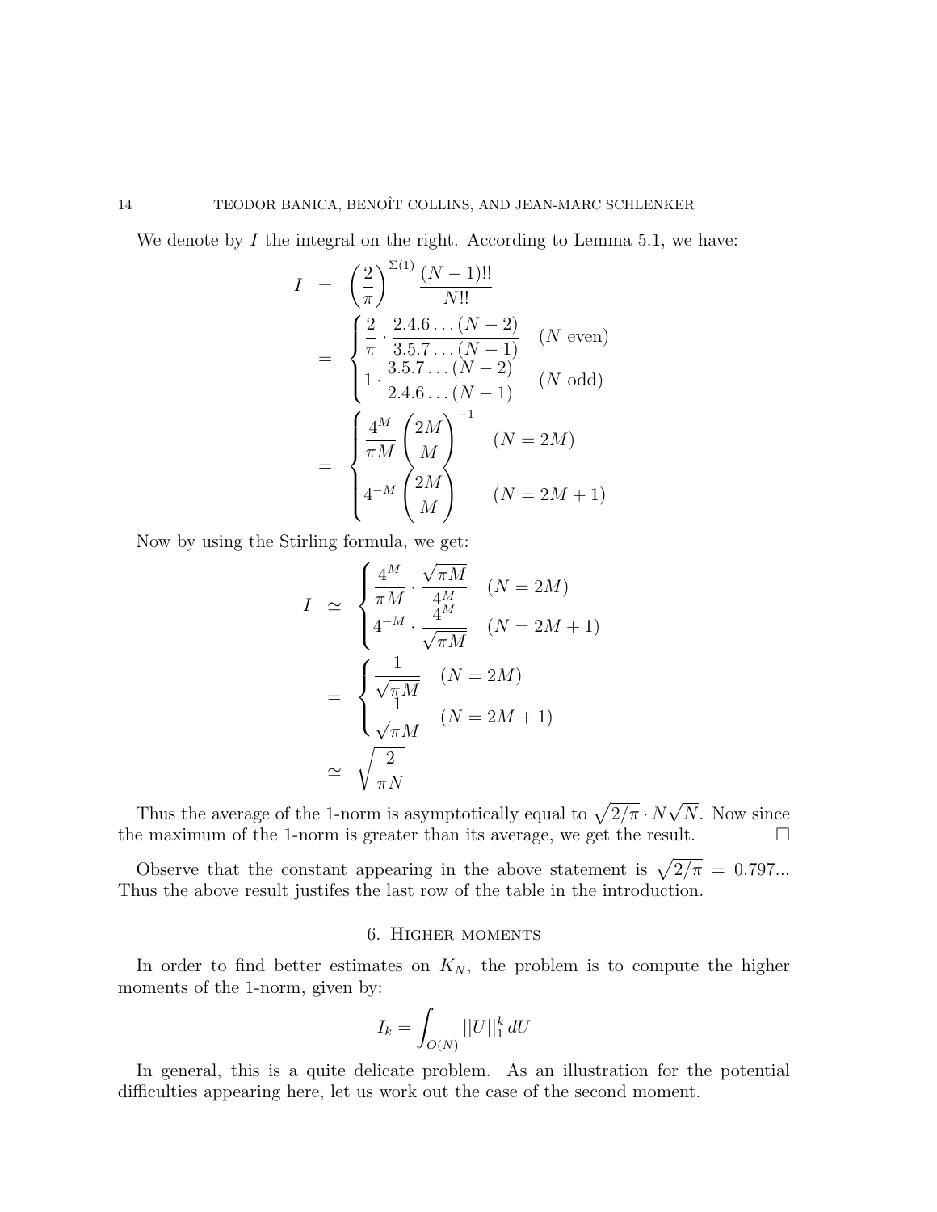We denote by $I$ the integral on the right. According to Lemma 5.1, we have:

$$
\begin{aligned}
I &= \left(\frac{2}{\pi}\right)^{\Sigma(1)} \frac{(N-1)!!}{N!!} \\
&= \begin{cases} \dfrac{2}{\pi} \cdot \dfrac{2.4.6\ldots(N-2)}{3.5.7\ldots(N-1)} & (N \text{ even}) \\ 1 \cdot \dfrac{3.5.7\ldots(N-2)}{2.4.6\ldots(N-1)} & (N \text{ odd}) \end{cases} \\
&= \begin{cases} \dfrac{4^M}{\pi M} \dbinom{2M}{M}^{-1} & (N = 2M) \\ 4^{-M} \dbinom{2M}{M} & (N = 2M+1) \end{cases}
\end{aligned}
$$

Now by using the Stirling formula, we get:

$$
\begin{aligned}
I &\simeq \begin{cases} \dfrac{4^M}{\pi M} \cdot \dfrac{\sqrt{\pi M}}{4^M} & (N = 2M) \\ 4^{-M} \cdot \dfrac{4^M}{\sqrt{\pi M}} & (N = 2M+1) \end{cases} \\
&= \begin{cases} \dfrac{1}{\sqrt{\pi M}} & (N = 2M) \\ \dfrac{1}{\sqrt{\pi M}} & (N = 2M+1) \end{cases} \\
&\simeq \sqrt{\frac{2}{\pi N}}
\end{aligned}
$$

Thus the average of the 1-norm is asymptotically equal to $\sqrt{2/\pi} \cdot N\sqrt{N}$. Now since the maximum of the 1-norm is greater than its average, we get the result. $\square$

Observe that the constant appearing in the above statement is $\sqrt{2/\pi} = 0.797...$ Thus the above result justifes the last row of the table in the introduction.

## 6. Higher moments

In order to find better estimates on $K_N$, the problem is to compute the higher moments of the 1-norm, given by:

$$I_k = \int_{O(N)} ||U||_1^k \, dU$$

In general, this is a quite delicate problem. As an illustration for the potential difficulties appearing here, let us work out the case of the second moment.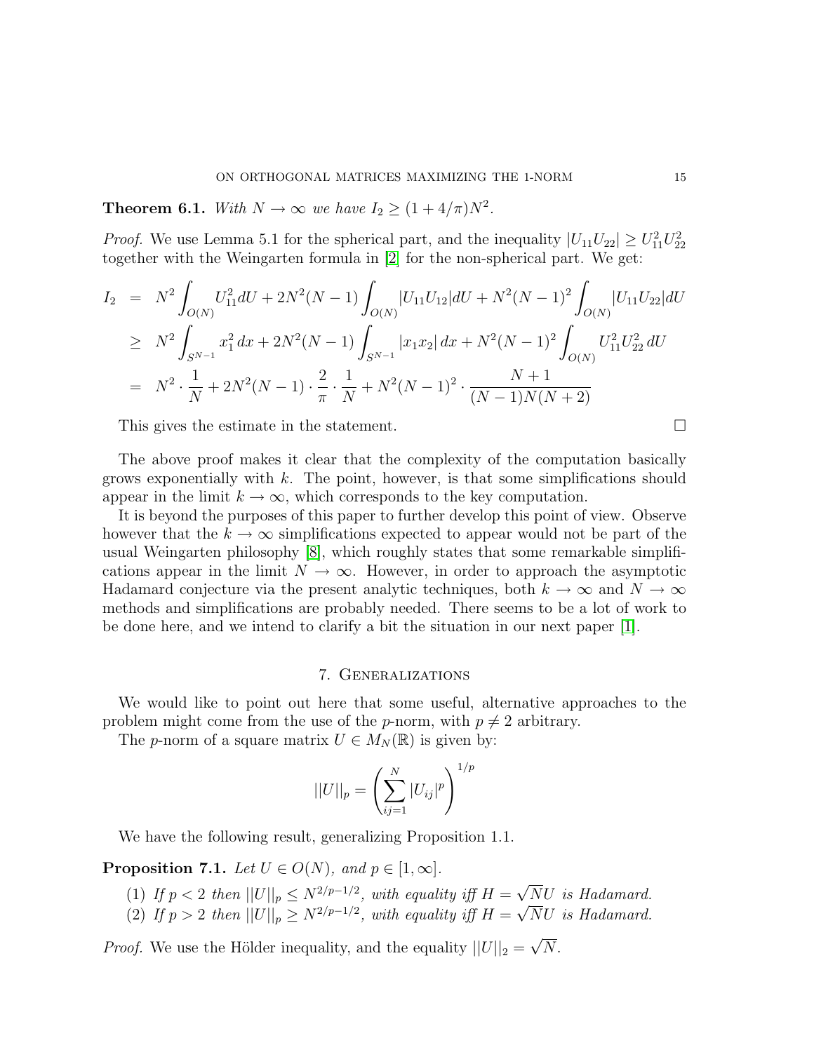**Theorem 6.1.** *With $N \to \infty$ we have $I_2 \geq (1 + 4/\pi)N^2$.*

*Proof.* We use Lemma 5.1 for the spherical part, and the inequality $|U_{11}U_{22}| \geq U_{11}^2 U_{22}^2$ together with the Weingarten formula in [2] for the non-spherical part. We get:

$$
\begin{aligned}
I_2 &= N^2 \int_{O(N)} U_{11}^2 dU + 2N^2(N-1) \int_{O(N)} |U_{11}U_{12}| dU + N^2(N-1)^2 \int_{O(N)} |U_{11}U_{22}| dU \\
&\geq N^2 \int_{S^{N-1}} x_1^2 \, dx + 2N^2(N-1) \int_{S^{N-1}} |x_1 x_2| \, dx + N^2(N-1)^2 \int_{O(N)} U_{11}^2 U_{22}^2 \, dU \\
&= N^2 \cdot \frac{1}{N} + 2N^2(N-1) \cdot \frac{2}{\pi} \cdot \frac{1}{N} + N^2(N-1)^2 \cdot \frac{N+1}{(N-1)N(N+2)}
\end{aligned}
$$

This gives the estimate in the statement. $\square$

The above proof makes it clear that the complexity of the computation basically grows exponentially with $k$. The point, however, is that some simplifications should appear in the limit $k \to \infty$, which corresponds to the key computation.

It is beyond the purposes of this paper to further develop this point of view. Observe however that the $k \to \infty$ simplifications expected to appear would not be part of the usual Weingarten philosophy [8], which roughly states that some remarkable simplifications appear in the limit $N \to \infty$. However, in order to approach the asymptotic Hadamard conjecture via the present analytic techniques, both $k \to \infty$ and $N \to \infty$ methods and simplifications are probably needed. There seems to be a lot of work to be done here, and we intend to clarify a bit the situation in our next paper [1].

## 7. Generalizations

We would like to point out here that some useful, alternative approaches to the problem might come from the use of the $p$-norm, with $p \neq 2$ arbitrary.

The $p$-norm of a square matrix $U \in M_N(\mathbb{R})$ is given by:

$$
||U||_p = \left( \sum_{ij=1}^{N} |U_{ij}|^p \right)^{1/p}
$$

We have the following result, generalizing Proposition 1.1.

**Proposition 7.1.** *Let $U \in O(N)$, and $p \in [1, \infty]$.*

1. *If $p < 2$ then $||U||_p \leq N^{2/p-1/2}$, with equality iff $H = \sqrt{N}U$ is Hadamard.*
2. *If $p > 2$ then $||U||_p \geq N^{2/p-1/2}$, with equality iff $H = \sqrt{N}U$ is Hadamard.*

*Proof.* We use the Hölder inequality, and the equality $||U||_2 = \sqrt{N}$.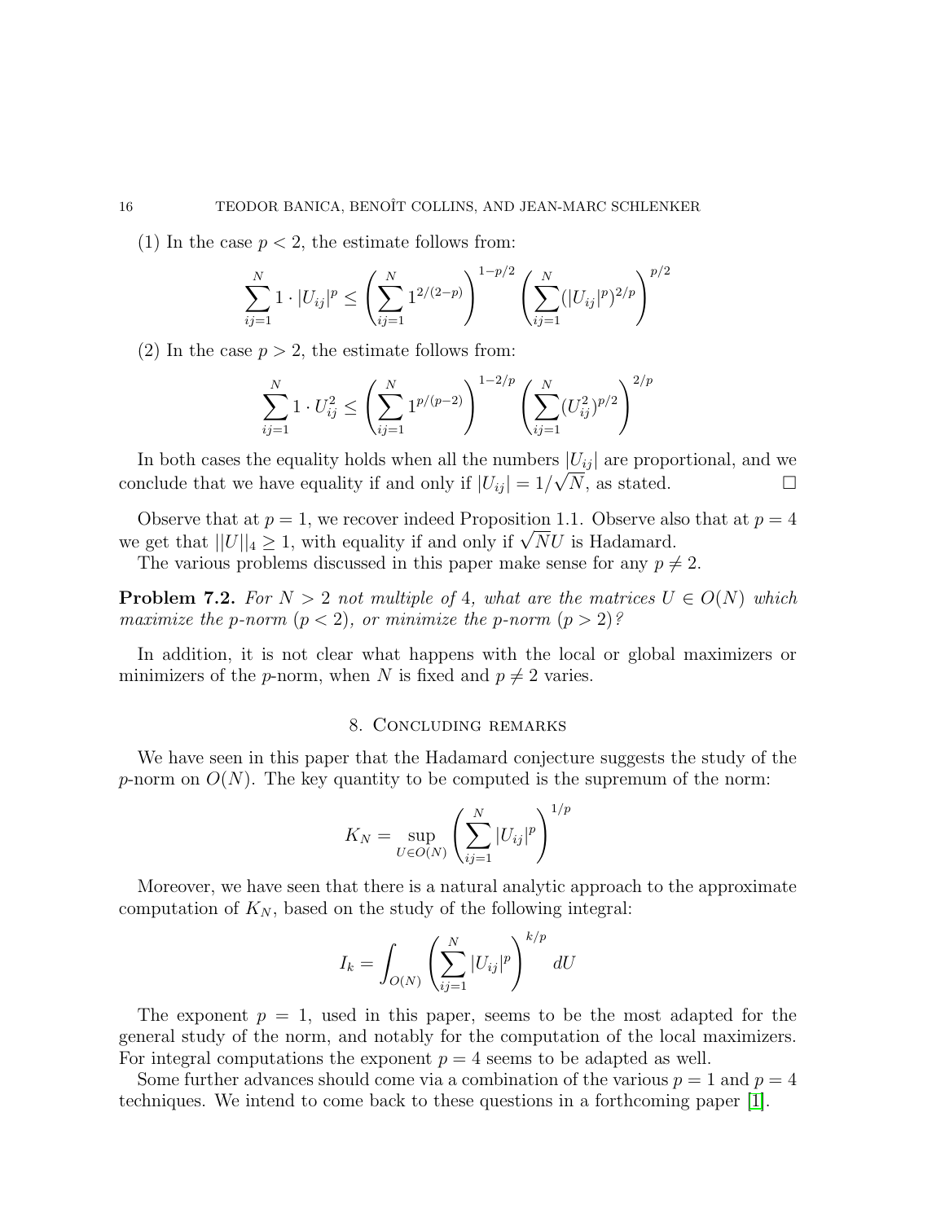(1) In the case $p < 2$, the estimate follows from:

$$\sum_{ij=1}^{N} 1 \cdot |U_{ij}|^p \leq \left(\sum_{ij=1}^{N} 1^{2/(2-p)}\right)^{1-p/2} \left(\sum_{ij=1}^{N} (|U_{ij}|^p)^{2/p}\right)^{p/2}$$

(2) In the case $p > 2$, the estimate follows from:

$$\sum_{ij=1}^{N} 1 \cdot U_{ij}^2 \leq \left(\sum_{ij=1}^{N} 1^{p/(p-2)}\right)^{1-2/p} \left(\sum_{ij=1}^{N} (U_{ij}^2)^{p/2}\right)^{2/p}$$

In both cases the equality holds when all the numbers $|U_{ij}|$ are proportional, and we conclude that we have equality if and only if $|U_{ij}| = 1/\sqrt{N}$, as stated. □

Observe that at $p = 1$, we recover indeed Proposition 1.1. Observe also that at $p = 4$ we get that $||U||_4 \geq 1$, with equality if and only if $\sqrt{N}U$ is Hadamard.

The various problems discussed in this paper make sense for any $p \neq 2$.

**Problem 7.2.** *For $N > 2$ not multiple of 4, what are the matrices $U \in O(N)$ which maximize the p-norm ($p < 2$), or minimize the p-norm ($p > 2$)?*

In addition, it is not clear what happens with the local or global maximizers or minimizers of the $p$-norm, when $N$ is fixed and $p \neq 2$ varies.

## 8. Concluding remarks

We have seen in this paper that the Hadamard conjecture suggests the study of the $p$-norm on $O(N)$. The key quantity to be computed is the supremum of the norm:

$$K_N = \sup_{U \in O(N)} \left(\sum_{ij=1}^{N} |U_{ij}|^p\right)^{1/p}$$

Moreover, we have seen that there is a natural analytic approach to the approximate computation of $K_N$, based on the study of the following integral:

$$I_k = \int_{O(N)} \left(\sum_{ij=1}^{N} |U_{ij}|^p\right)^{k/p} dU$$

The exponent $p = 1$, used in this paper, seems to be the most adapted for the general study of the norm, and notably for the computation of the local maximizers. For integral computations the exponent $p = 4$ seems to be adapted as well.

Some further advances should come via a combination of the various $p = 1$ and $p = 4$ techniques. We intend to come back to these questions in a forthcoming paper [1].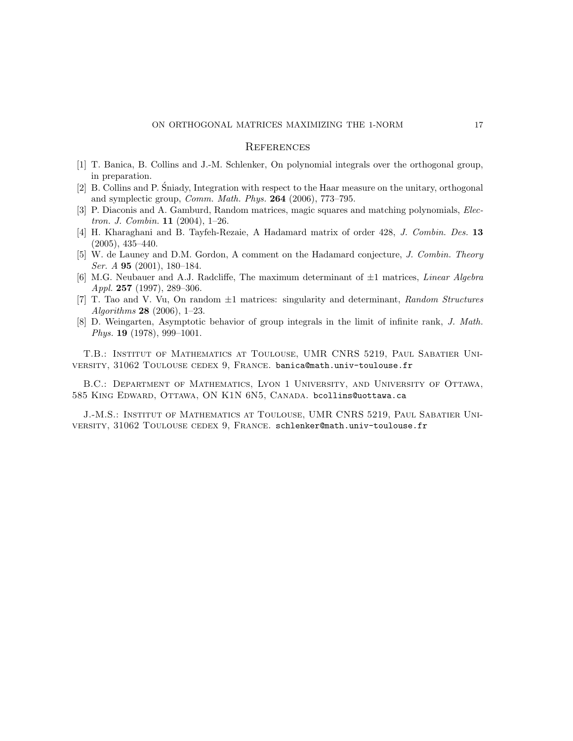## References

[1] T. Banica, B. Collins and J.-M. Schlenker, On polynomial integrals over the orthogonal group, in preparation.

[2] B. Collins and P. Śniady, Integration with respect to the Haar measure on the unitary, orthogonal and symplectic group, *Comm. Math. Phys.* **264** (2006), 773–795.

[3] P. Diaconis and A. Gamburd, Random matrices, magic squares and matching polynomials, *Electron. J. Combin.* **11** (2004), 1–26.

[4] H. Kharaghani and B. Tayfeh-Rezaie, A Hadamard matrix of order 428, *J. Combin. Des.* **13** (2005), 435–440.

[5] W. de Launey and D.M. Gordon, A comment on the Hadamard conjecture, *J. Combin. Theory Ser. A* **95** (2001), 180–184.

[6] M.G. Neubauer and A.J. Radcliffe, The maximum determinant of $\pm 1$ matrices, *Linear Algebra Appl.* **257** (1997), 289–306.

[7] T. Tao and V. Vu, On random $\pm 1$ matrices: singularity and determinant, *Random Structures Algorithms* **28** (2006), 1–23.

[8] D. Weingarten, Asymptotic behavior of group integrals in the limit of infinite rank, *J. Math. Phys.* **19** (1978), 999–1001.

T.B.: Institut of Mathematics at Toulouse, UMR CNRS 5219, Paul Sabatier University, 31062 Toulouse cedex 9, France. banica@math.univ-toulouse.fr

B.C.: Department of Mathematics, Lyon 1 University, and University of Ottawa, 585 King Edward, Ottawa, ON K1N 6N5, Canada. bcollins@uottawa.ca

J.-M.S.: Institut of Mathematics at Toulouse, UMR CNRS 5219, Paul Sabatier University, 31062 Toulouse cedex 9, France. schlenker@math.univ-toulouse.fr